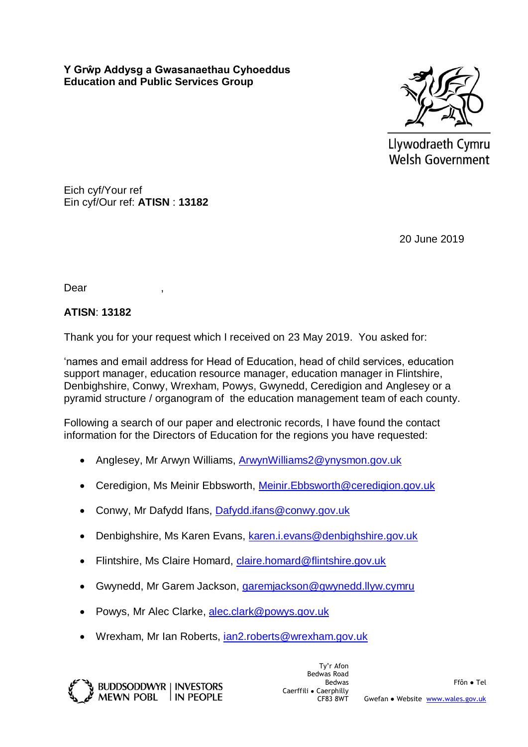**Y Grŵp Addysg a Gwasanaethau Cyhoeddus**
**Education and Public Services Group**

Llywodraeth Cymru
Welsh Government

Eich cyf/Your ref
Ein cyf/Our ref: **ATISN** : **13182**

20 June 2019

Dear ,

**ATISN**: **13182**

Thank you for your request which I received on 23 May 2019. You asked for:

'names and email address for Head of Education, head of child services, education support manager, education resource manager, education manager in Flintshire, Denbighshire, Conwy, Wrexham, Powys, Gwynedd, Ceredigion and Anglesey or a pyramid structure / organogram of the education management team of each county.

Following a search of our paper and electronic records, I have found the contact information for the Directors of Education for the regions you have requested:

- Anglesey, Mr Arwyn Williams, ArwynWilliams2@ynysmon.gov.uk
- Ceredigion, Ms Meinir Ebbsworth, Meinir.Ebbsworth@ceredigion.gov.uk
- Conwy, Mr Dafydd Ifans, Dafydd.ifans@conwy.gov.uk
- Denbighshire, Ms Karen Evans, karen.i.evans@denbighshire.gov.uk
- Flintshire, Ms Claire Homard, claire.homard@flintshire.gov.uk
- Gwynedd, Mr Garem Jackson, garemjackson@gwynedd.llyw.cymru
- Powys, Mr Alec Clarke, alec.clark@powys.gov.uk
- Wrexham, Mr Ian Roberts, ian2.roberts@wrexham.gov.uk

BUDDSODDWYR MEWN POBL | INVESTORS IN PEOPLE

Ty'r Afon
Bedwas Road
Bedwas
Caerffili • Caerphilly
CF83 8WT

Ffôn • Tel

Gwefan • Website www.wales.gov.uk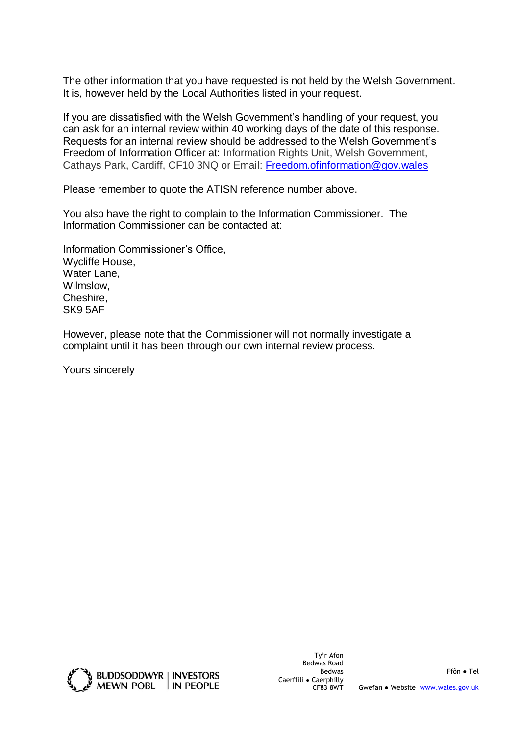The other information that you have requested is not held by the Welsh Government. It is, however held by the Local Authorities listed in your request.

If you are dissatisfied with the Welsh Government's handling of your request, you can ask for an internal review within 40 working days of the date of this response. Requests for an internal review should be addressed to the Welsh Government's Freedom of Information Officer at: Information Rights Unit, Welsh Government, Cathays Park, Cardiff, CF10 3NQ or Email: Freedom.ofinformation@gov.wales

Please remember to quote the ATISN reference number above.

You also have the right to complain to the Information Commissioner. The Information Commissioner can be contacted at:

Information Commissioner's Office,
Wycliffe House,
Water Lane,
Wilmslow,
Cheshire,
SK9 5AF

However, please note that the Commissioner will not normally investigate a complaint until it has been through our own internal review process.

Yours sincerely

BUDDSODDWYR MEWN POBL | INVESTORS IN PEOPLE

Ty'r Afon
Bedwas Road
Bedwas
Caerffili • Caerphilly
CF83 8WT

Ffôn • Tel

Gwefan • Website www.wales.gov.uk